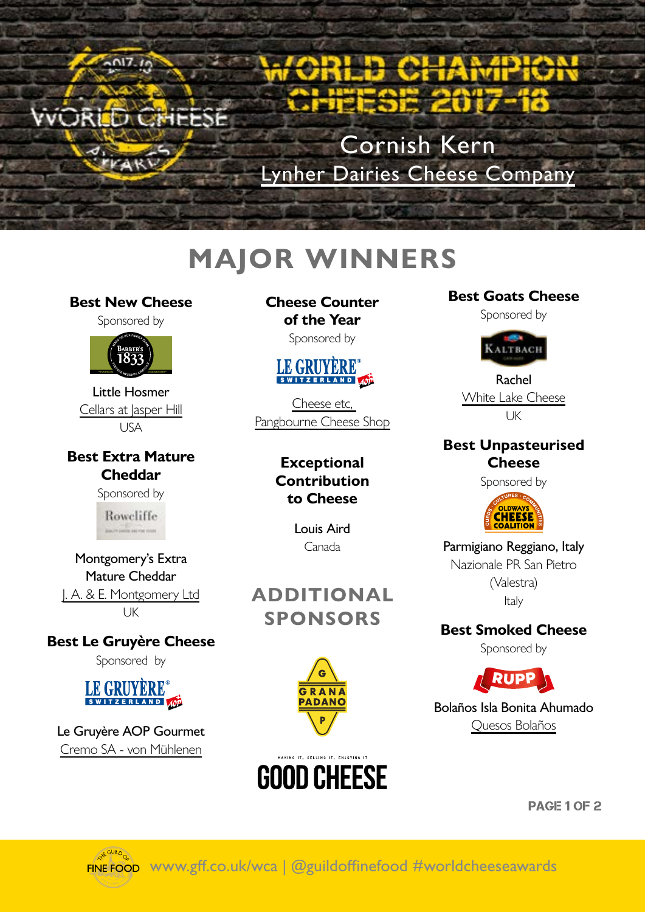# WORLD CHAMPION CHEESE 2017-18

Cornish Kern
Lynher Dairies Cheese Company

## MAJOR WINNERS

### Best New Cheese

Sponsored by

Little Hosmer
Cellars at Jasper Hill
USA

### Best Extra Mature Cheddar

Sponsored by

Montgomery's Extra Mature Cheddar
J. A. & E. Montgomery Ltd
UK

### Best Le Gruyère Cheese

Sponsored by

Le Gruyère AOP Gourmet
Cremo SA - von Mühlenen

### Cheese Counter of the Year

Sponsored by

Cheese etc,
Pangbourne Cheese Shop

### Exceptional Contribution to Cheese

Louis Aird
Canada

### Best Goats Cheese

Sponsored by

Rachel
White Lake Cheese
UK

### Best Unpasteurised Cheese

Sponsored by

Parmigiano Reggiano, Italy
Nazionale PR San Pietro (Valestra)
Italy

### Best Smoked Cheese

Sponsored by

Bolaños Isla Bonita Ahumado
Quesos Bolaños

## ADDITIONAL SPONSORS

www.gff.co.uk/wca | @guildoffinefood #worldcheeseawards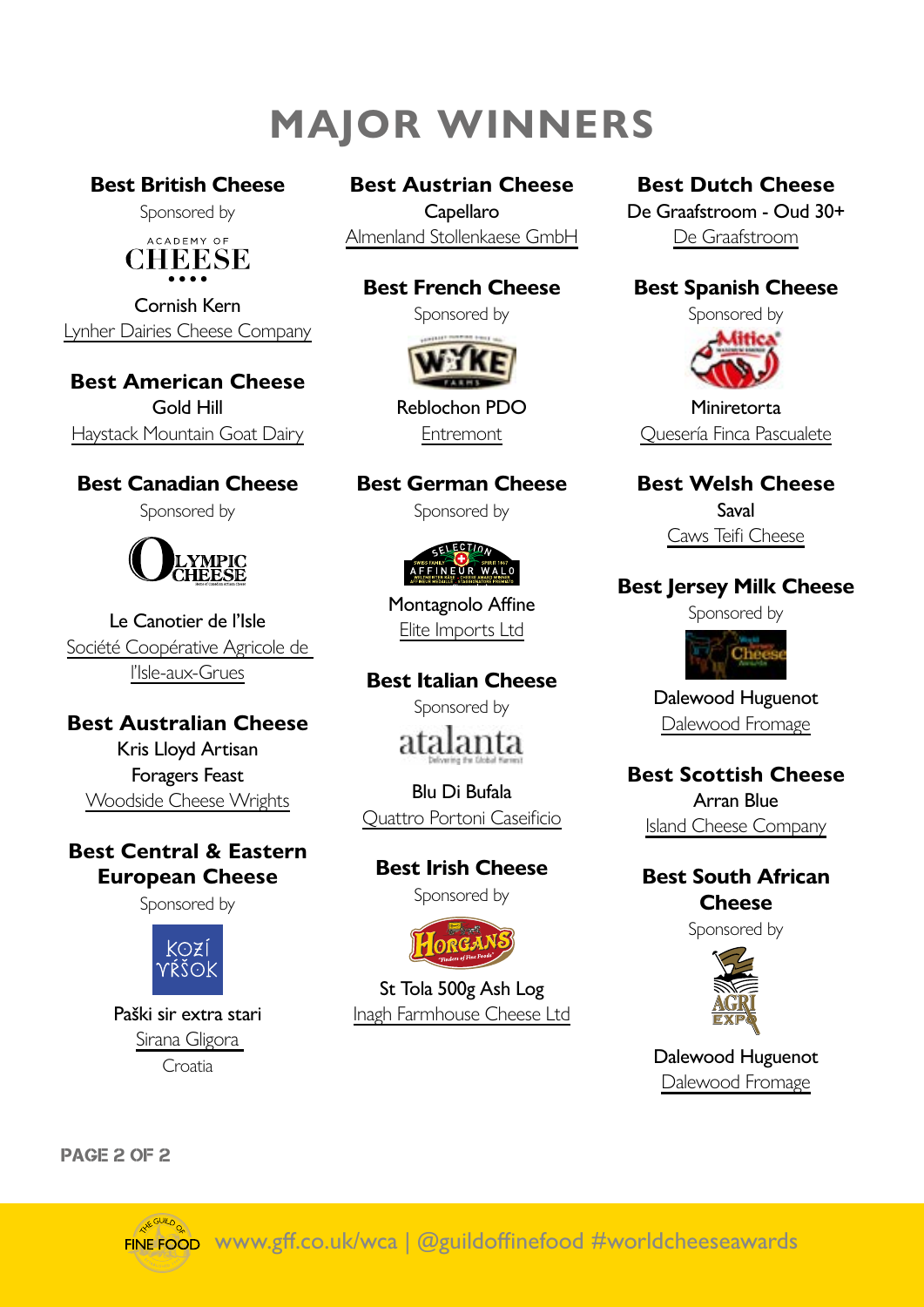# MAJOR WINNERS

### Best British Cheese

Sponsored by

ACADEMY OF CHEESE

Cornish Kern

Lynher Dairies Cheese Company

### Best American Cheese

Gold Hill

Haystack Mountain Goat Dairy

### Best Canadian Cheese

Sponsored by

OLYMPIC CHEESE

Le Canotier de l'Isle

Société Coopérative Agricole de l'Isle-aux-Grues

### Best Australian Cheese

Kris Lloyd Artisan

Foragers Feast

Woodside Cheese Wrights

### Best Central & Eastern European Cheese

Sponsored by

KOZÍ VRŠOK

Paški sir extra stari

Sirana Gligora

Croatia

### Best Austrian Cheese

Capellaro

Almenland Stollenkaese GmbH

### Best French Cheese

Sponsored by

WYKE FARMS

Reblochon PDO

Entremont

### Best German Cheese

Sponsored by

SELECTION AFFINEUR WALO

Montagnolo Affine

Elite Imports Ltd

### Best Italian Cheese

Sponsored by

atalanta

Blu Di Bufala

Quattro Portoni Caseificio

### Best Irish Cheese

Sponsored by

HORGANS

St Tola 500g Ash Log

Inagh Farmhouse Cheese Ltd

### Best Dutch Cheese

De Graafstroom - Oud 30+

De Graafstroom

### Best Spanish Cheese

Sponsored by

Mitica

Miniretorta

Quesería Finca Pascualete

### Best Welsh Cheese

Saval

Caws Teifi Cheese

### Best Jersey Milk Cheese

Sponsored by

World Jersey Cheese Awards

Dalewood Huguenot

Dalewood Fromage

### Best Scottish Cheese

Arran Blue

Island Cheese Company

### Best South African Cheese

Sponsored by

AGRI EXPO

Dalewood Huguenot

Dalewood Fromage

www.gff.co.uk/wca | @guildoffinefood #worldcheeseawards